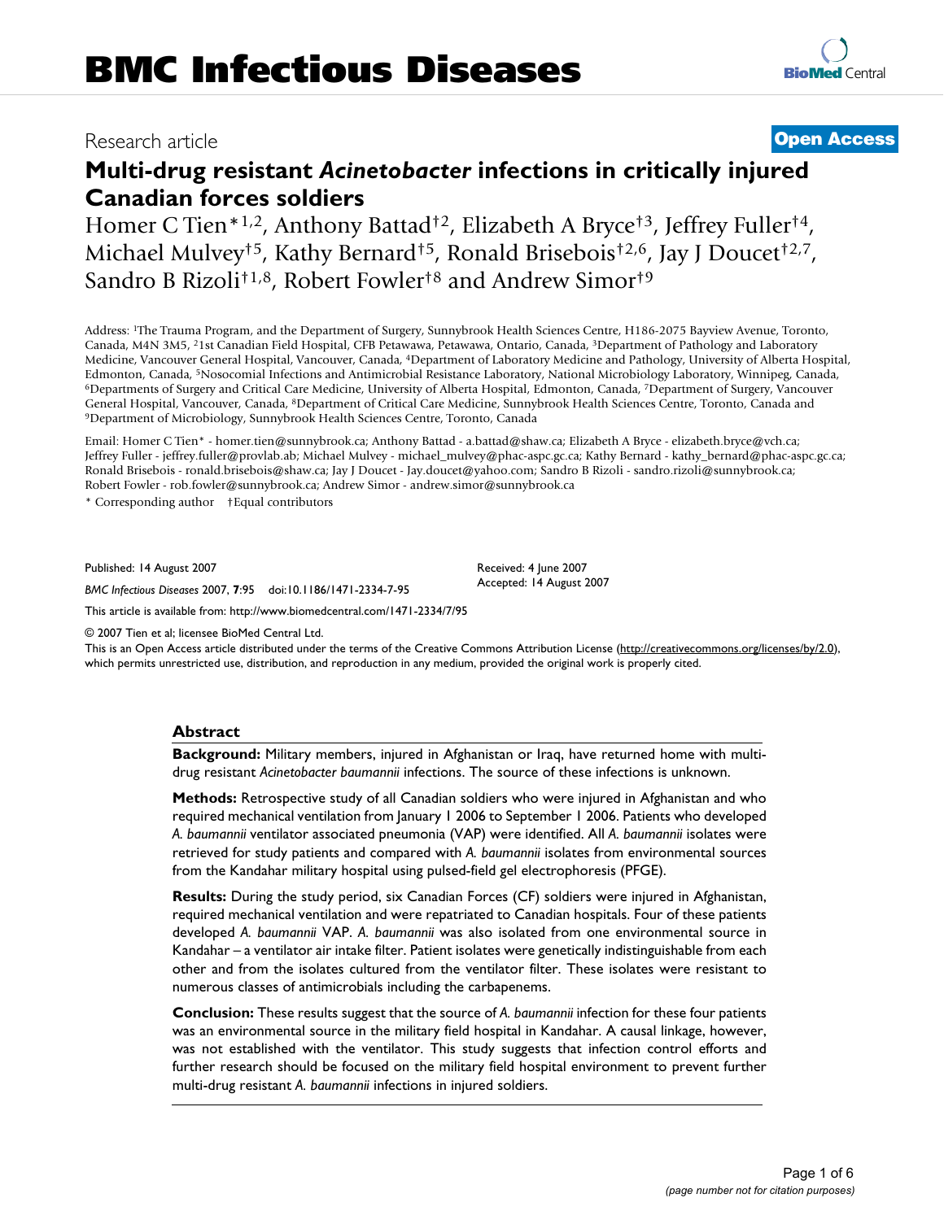# BMC Infectious Diseases

Research article

**Open Access**

# Multi-drug resistant *Acinetobacter* infections in critically injured Canadian forces soldiers

Homer C Tien*[1,2], Anthony Battad†[2], Elizabeth A Bryce†[3], Jeffrey Fuller†[4], Michael Mulvey†[5], Kathy Bernard†[5], Ronald Brisebois†[2,6], Jay J Doucet†[2,7], Sandro B Rizoli†[1,8], Robert Fowler†[8] and Andrew Simor†[9]

Address: [1]The Trauma Program, and the Department of Surgery, Sunnybrook Health Sciences Centre, H186-2075 Bayview Avenue, Toronto, Canada, M4N 3M5, [2]1st Canadian Field Hospital, CFB Petawawa, Petawawa, Ontario, Canada, [3]Department of Pathology and Laboratory Medicine, Vancouver General Hospital, Vancouver, Canada, [4]Department of Laboratory Medicine and Pathology, University of Alberta Hospital, Edmonton, Canada, [5]Nosocomial Infections and Antimicrobial Resistance Laboratory, National Microbiology Laboratory, Winnipeg, Canada, [6]Departments of Surgery and Critical Care Medicine, University of Alberta Hospital, Edmonton, Canada, [7]Department of Surgery, Vancouver General Hospital, Vancouver, Canada, [8]Department of Critical Care Medicine, Sunnybrook Health Sciences Centre, Toronto, Canada and [9]Department of Microbiology, Sunnybrook Health Sciences Centre, Toronto, Canada

Email: Homer C Tien* - homer.tien@sunnybrook.ca; Anthony Battad - a.battad@shaw.ca; Elizabeth A Bryce - elizabeth.bryce@vch.ca; Jeffrey Fuller - jeffrey.fuller@provlab.ab; Michael Mulvey - michael_mulvey@phac-aspc.gc.ca; Kathy Bernard - kathy_bernard@phac-aspc.gc.ca; Ronald Brisebois - ronald.brisebois@shaw.ca; Jay J Doucet - Jay.doucet@yahoo.com; Sandro B Rizoli - sandro.rizoli@sunnybrook.ca; Robert Fowler - rob.fowler@sunnybrook.ca; Andrew Simor - andrew.simor@sunnybrook.ca

* Corresponding author    †Equal contributors

Published: 14 August 2007

*BMC Infectious Diseases* 2007, **7**:95    doi:10.1186/1471-2334-7-95

Received: 4 June 2007
Accepted: 14 August 2007

This article is available from: http://www.biomedcentral.com/1471-2334/7/95

© 2007 Tien et al; licensee BioMed Central Ltd.

This is an Open Access article distributed under the terms of the Creative Commons Attribution License (http://creativecommons.org/licenses/by/2.0), which permits unrestricted use, distribution, and reproduction in any medium, provided the original work is properly cited.

## Abstract

**Background:** Military members, injured in Afghanistan or Iraq, have returned home with multi-drug resistant *Acinetobacter baumannii* infections. The source of these infections is unknown.

**Methods:** Retrospective study of all Canadian soldiers who were injured in Afghanistan and who required mechanical ventilation from January 1 2006 to September 1 2006. Patients who developed *A. baumannii* ventilator associated pneumonia (VAP) were identified. All *A. baumannii* isolates were retrieved for study patients and compared with *A. baumannii* isolates from environmental sources from the Kandahar military hospital using pulsed-field gel electrophoresis (PFGE).

**Results:** During the study period, six Canadian Forces (CF) soldiers were injured in Afghanistan, required mechanical ventilation and were repatriated to Canadian hospitals. Four of these patients developed *A. baumannii* VAP. *A. baumannii* was also isolated from one environmental source in Kandahar – a ventilator air intake filter. Patient isolates were genetically indistinguishable from each other and from the isolates cultured from the ventilator filter. These isolates were resistant to numerous classes of antimicrobials including the carbapenems.

**Conclusion:** These results suggest that the source of *A. baumannii* infection for these four patients was an environmental source in the military field hospital in Kandahar. A causal linkage, however, was not established with the ventilator. This study suggests that infection control efforts and further research should be focused on the military field hospital environment to prevent further multi-drug resistant *A. baumannii* infections in injured soldiers.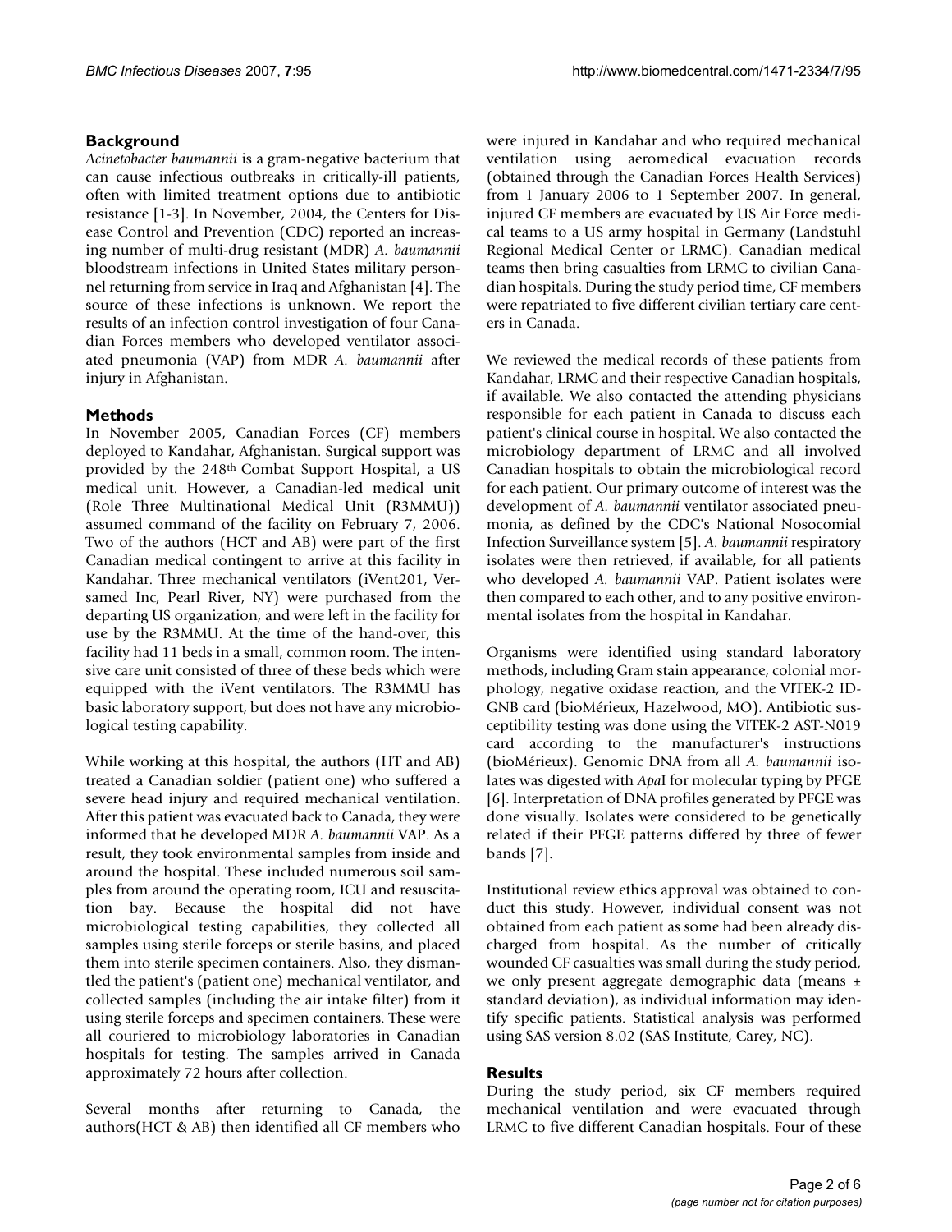## Background

*Acinetobacter baumannii* is a gram-negative bacterium that can cause infectious outbreaks in critically-ill patients, often with limited treatment options due to antibiotic resistance [1-3]. In November, 2004, the Centers for Disease Control and Prevention (CDC) reported an increasing number of multi-drug resistant (MDR) *A. baumannii* bloodstream infections in United States military personnel returning from service in Iraq and Afghanistan [4]. The source of these infections is unknown. We report the results of an infection control investigation of four Canadian Forces members who developed ventilator associated pneumonia (VAP) from MDR *A. baumannii* after injury in Afghanistan.

## Methods

In November 2005, Canadian Forces (CF) members deployed to Kandahar, Afghanistan. Surgical support was provided by the 248th Combat Support Hospital, a US medical unit. However, a Canadian-led medical unit (Role Three Multinational Medical Unit (R3MMU)) assumed command of the facility on February 7, 2006. Two of the authors (HCT and AB) were part of the first Canadian medical contingent to arrive at this facility in Kandahar. Three mechanical ventilators (iVent201, Versamed Inc, Pearl River, NY) were purchased from the departing US organization, and were left in the facility for use by the R3MMU. At the time of the hand-over, this facility had 11 beds in a small, common room. The intensive care unit consisted of three of these beds which were equipped with the iVent ventilators. The R3MMU has basic laboratory support, but does not have any microbiological testing capability.

While working at this hospital, the authors (HT and AB) treated a Canadian soldier (patient one) who suffered a severe head injury and required mechanical ventilation. After this patient was evacuated back to Canada, they were informed that he developed MDR *A. baumannii* VAP. As a result, they took environmental samples from inside and around the hospital. These included numerous soil samples from around the operating room, ICU and resuscitation bay. Because the hospital did not have microbiological testing capabilities, they collected all samples using sterile forceps or sterile basins, and placed them into sterile specimen containers. Also, they dismantled the patient's (patient one) mechanical ventilator, and collected samples (including the air intake filter) from it using sterile forceps and specimen containers. These were all couriered to microbiology laboratories in Canadian hospitals for testing. The samples arrived in Canada approximately 72 hours after collection.

Several months after returning to Canada, the authors(HCT & AB) then identified all CF members who were injured in Kandahar and who required mechanical ventilation using aeromedical evacuation records (obtained through the Canadian Forces Health Services) from 1 January 2006 to 1 September 2007. In general, injured CF members are evacuated by US Air Force medical teams to a US army hospital in Germany (Landstuhl Regional Medical Center or LRMC). Canadian medical teams then bring casualties from LRMC to civilian Canadian hospitals. During the study period time, CF members were repatriated to five different civilian tertiary care centers in Canada.

We reviewed the medical records of these patients from Kandahar, LRMC and their respective Canadian hospitals, if available. We also contacted the attending physicians responsible for each patient in Canada to discuss each patient's clinical course in hospital. We also contacted the microbiology department of LRMC and all involved Canadian hospitals to obtain the microbiological record for each patient. Our primary outcome of interest was the development of *A. baumannii* ventilator associated pneumonia, as defined by the CDC's National Nosocomial Infection Surveillance system [5]. *A. baumannii* respiratory isolates were then retrieved, if available, for all patients who developed *A. baumannii* VAP. Patient isolates were then compared to each other, and to any positive environmental isolates from the hospital in Kandahar.

Organisms were identified using standard laboratory methods, including Gram stain appearance, colonial morphology, negative oxidase reaction, and the VITEK-2 ID-GNB card (bioMérieux, Hazelwood, MO). Antibiotic susceptibility testing was done using the VITEK-2 AST-N019 card according to the manufacturer's instructions (bioMérieux). Genomic DNA from all *A. baumannii* isolates was digested with *Apa*I for molecular typing by PFGE [6]. Interpretation of DNA profiles generated by PFGE was done visually. Isolates were considered to be genetically related if their PFGE patterns differed by three of fewer bands [7].

Institutional review ethics approval was obtained to conduct this study. However, individual consent was not obtained from each patient as some had been already discharged from hospital. As the number of critically wounded CF casualties was small during the study period, we only present aggregate demographic data (means ± standard deviation), as individual information may identify specific patients. Statistical analysis was performed using SAS version 8.02 (SAS Institute, Carey, NC).

## Results

During the study period, six CF members required mechanical ventilation and were evacuated through LRMC to five different Canadian hospitals. Four of these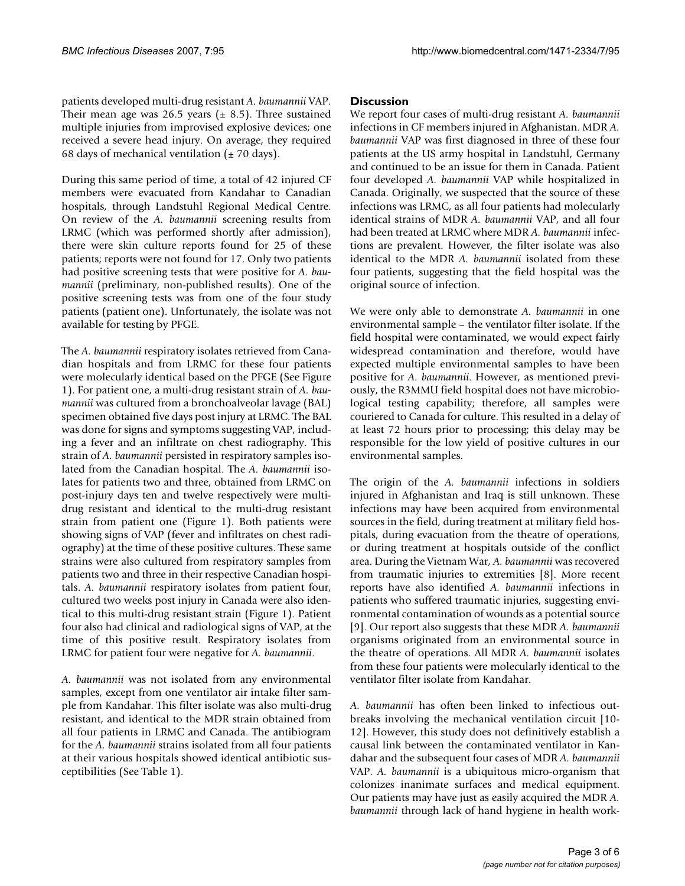patients developed multi-drug resistant *A. baumannii* VAP. Their mean age was 26.5 years (± 8.5). Three sustained multiple injuries from improvised explosive devices; one received a severe head injury. On average, they required 68 days of mechanical ventilation (± 70 days).

During this same period of time, a total of 42 injured CF members were evacuated from Kandahar to Canadian hospitals, through Landstuhl Regional Medical Centre. On review of the *A. baumannii* screening results from LRMC (which was performed shortly after admission), there were skin culture reports found for 25 of these patients; reports were not found for 17. Only two patients had positive screening tests that were positive for *A. baumannii* (preliminary, non-published results). One of the positive screening tests was from one of the four study patients (patient one). Unfortunately, the isolate was not available for testing by PFGE.

The *A. baumannii* respiratory isolates retrieved from Canadian hospitals and from LRMC for these four patients were molecularly identical based on the PFGE (See Figure 1). For patient one, a multi-drug resistant strain of *A. baumannii* was cultured from a bronchoalveolar lavage (BAL) specimen obtained five days post injury at LRMC. The BAL was done for signs and symptoms suggesting VAP, including a fever and an infiltrate on chest radiography. This strain of *A. baumannii* persisted in respiratory samples isolated from the Canadian hospital. The *A. baumannii* isolates for patients two and three, obtained from LRMC on post-injury days ten and twelve respectively were multi-drug resistant and identical to the multi-drug resistant strain from patient one (Figure 1). Both patients were showing signs of VAP (fever and infiltrates on chest radiography) at the time of these positive cultures. These same strains were also cultured from respiratory samples from patients two and three in their respective Canadian hospitals. *A. baumannii* respiratory isolates from patient four, cultured two weeks post injury in Canada were also identical to this multi-drug resistant strain (Figure 1). Patient four also had clinical and radiological signs of VAP, at the time of this positive result. Respiratory isolates from LRMC for patient four were negative for *A. baumannii*.

*A. baumannii* was not isolated from any environmental samples, except from one ventilator air intake filter sample from Kandahar. This filter isolate was also multi-drug resistant, and identical to the MDR strain obtained from all four patients in LRMC and Canada. The antibiogram for the *A. baumannii* strains isolated from all four patients at their various hospitals showed identical antibiotic susceptibilities (See Table 1).

## Discussion

We report four cases of multi-drug resistant *A. baumannii* infections in CF members injured in Afghanistan. MDR *A. baumannii* VAP was first diagnosed in three of these four patients at the US army hospital in Landstuhl, Germany and continued to be an issue for them in Canada. Patient four developed *A. baumannii* VAP while hospitalized in Canada. Originally, we suspected that the source of these infections was LRMC, as all four patients had molecularly identical strains of MDR *A. baumannii* VAP, and all four had been treated at LRMC where MDR *A. baumannii* infections are prevalent. However, the filter isolate was also identical to the MDR *A. baumannii* isolated from these four patients, suggesting that the field hospital was the original source of infection.

We were only able to demonstrate *A. baumannii* in one environmental sample – the ventilator filter isolate. If the field hospital were contaminated, we would expect fairly widespread contamination and therefore, would have expected multiple environmental samples to have been positive for *A. baumannii*. However, as mentioned previously, the R3MMU field hospital does not have microbiological testing capability; therefore, all samples were couriered to Canada for culture. This resulted in a delay of at least 72 hours prior to processing; this delay may be responsible for the low yield of positive cultures in our environmental samples.

The origin of the *A. baumannii* infections in soldiers injured in Afghanistan and Iraq is still unknown. These infections may have been acquired from environmental sources in the field, during treatment at military field hospitals, during evacuation from the theatre of operations, or during treatment at hospitals outside of the conflict area. During the Vietnam War, *A. baumannii* was recovered from traumatic injuries to extremities [8]. More recent reports have also identified *A. baumannii* infections in patients who suffered traumatic injuries, suggesting environmental contamination of wounds as a potential source [9]. Our report also suggests that these MDR *A. baumannii* organisms originated from an environmental source in the theatre of operations. All MDR *A. baumannii* isolates from these four patients were molecularly identical to the ventilator filter isolate from Kandahar.

*A. baumannii* has often been linked to infectious outbreaks involving the mechanical ventilation circuit [10-12]. However, this study does not definitively establish a causal link between the contaminated ventilator in Kandahar and the subsequent four cases of MDR *A. baumannii* VAP. *A. baumannii* is a ubiquitous micro-organism that colonizes inanimate surfaces and medical equipment. Our patients may have just as easily acquired the MDR *A. baumannii* through lack of hand hygiene in health work-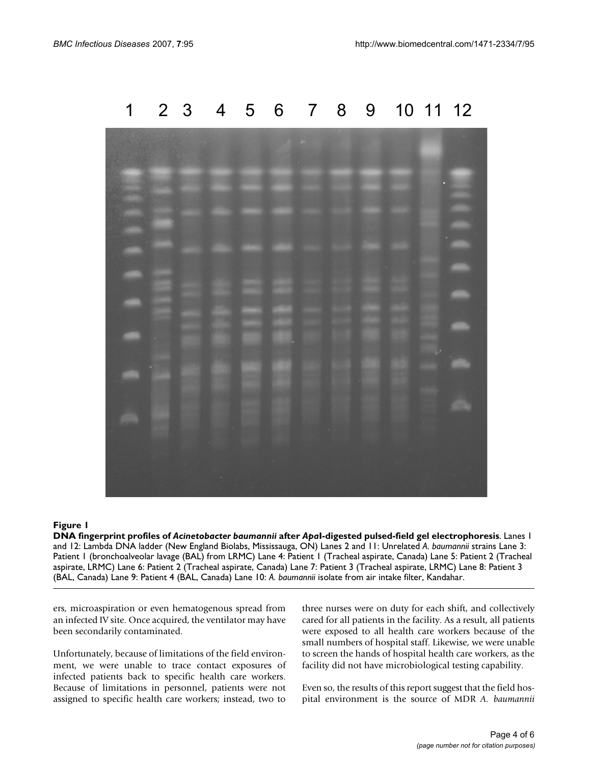**Figure 1**

**DNA fingerprint profiles of *Acinetobacter baumannii* after *Apa*I-digested pulsed-field gel electrophoresis**. Lanes 1 and 12: Lambda DNA ladder (New England Biolabs, Mississauga, ON) Lanes 2 and 11: Unrelated *A. baumannii* strains Lane 3: Patient 1 (bronchoalveolar lavage (BAL) from LRMC) Lane 4: Patient 1 (Tracheal aspirate, Canada) Lane 5: Patient 2 (Tracheal aspirate, LRMC) Lane 6: Patient 2 (Tracheal aspirate, Canada) Lane 7: Patient 3 (Tracheal aspirate, LRMC) Lane 8: Patient 3 (BAL, Canada) Lane 9: Patient 4 (BAL, Canada) Lane 10: *A. baumannii* isolate from air intake filter, Kandahar.

ers, microaspiration or even hematogenous spread from an infected IV site. Once acquired, the ventilator may have been secondarily contaminated.

Unfortunately, because of limitations of the field environment, we were unable to trace contact exposures of infected patients back to specific health care workers. Because of limitations in personnel, patients were not assigned to specific health care workers; instead, two to three nurses were on duty for each shift, and collectively cared for all patients in the facility. As a result, all patients were exposed to all health care workers because of the small numbers of hospital staff. Likewise, we were unable to screen the hands of hospital health care workers, as the facility did not have microbiological testing capability.

Even so, the results of this report suggest that the field hospital environment is the source of MDR *A. baumannii*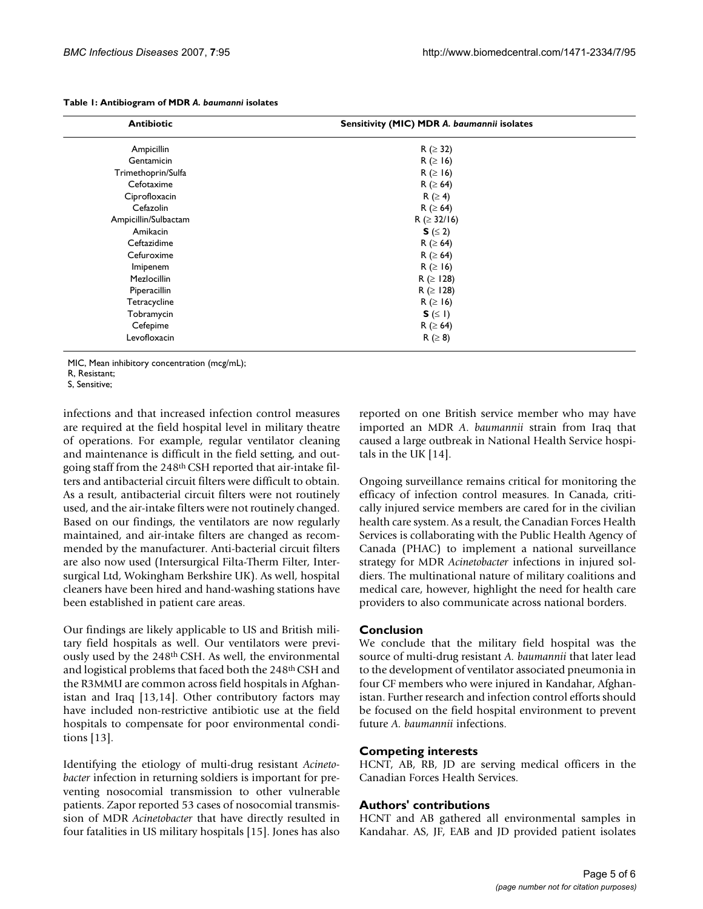**Table 1: Antibiogram of MDR *A. baumanni* isolates**

| Antibiotic | Sensitivity (MIC) MDR *A. baumannii* isolates |
| --- | --- |
| Ampicillin | R (≥ 32) |
| Gentamicin | R (≥ 16) |
| Trimethoprin/Sulfa | R (≥ 16) |
| Cefotaxime | R (≥ 64) |
| Ciprofloxacin | R (≥ 4) |
| Cefazolin | R (≥ 64) |
| Ampicillin/Sulbactam | R (≥ 32/16) |
| Amikacin | **S** (≤ 2) |
| Ceftazidime | R (≥ 64) |
| Cefuroxime | R (≥ 64) |
| Imipenem | R (≥ 16) |
| Mezlocillin | R (≥ 128) |
| Piperacillin | R (≥ 128) |
| Tetracycline | R (≥ 16) |
| Tobramycin | **S** (≤ 1) |
| Cefepime | R (≥ 64) |
| Levofloxacin | R (≥ 8) |

MIC, Mean inhibitory concentration (mcg/mL);
R, Resistant;
S, Sensitive;

infections and that increased infection control measures are required at the field hospital level in military theatre of operations. For example, regular ventilator cleaning and maintenance is difficult in the field setting, and outgoing staff from the 248th CSH reported that air-intake filters and antibacterial circuit filters were difficult to obtain. As a result, antibacterial circuit filters were not routinely used, and the air-intake filters were not routinely changed. Based on our findings, the ventilators are now regularly maintained, and air-intake filters are changed as recommended by the manufacturer. Anti-bacterial circuit filters are also now used (Intersurgical Filta-Therm Filter, Intersurgical Ltd, Wokingham Berkshire UK). As well, hospital cleaners have been hired and hand-washing stations have been established in patient care areas.

Our findings are likely applicable to US and British military field hospitals as well. Our ventilators were previously used by the 248th CSH. As well, the environmental and logistical problems that faced both the 248th CSH and the R3MMU are common across field hospitals in Afghanistan and Iraq [13,14]. Other contributory factors may have included non-restrictive antibiotic use at the field hospitals to compensate for poor environmental conditions [13].

Identifying the etiology of multi-drug resistant *Acinetobacter* infection in returning soldiers is important for preventing nosocomial transmission to other vulnerable patients. Zapor reported 53 cases of nosocomial transmission of MDR *Acinetobacter* that have directly resulted in four fatalities in US military hospitals [15]. Jones has also reported on one British service member who may have imported an MDR *A. baumannii* strain from Iraq that caused a large outbreak in National Health Service hospitals in the UK [14].

Ongoing surveillance remains critical for monitoring the efficacy of infection control measures. In Canada, critically injured service members are cared for in the civilian health care system. As a result, the Canadian Forces Health Services is collaborating with the Public Health Agency of Canada (PHAC) to implement a national surveillance strategy for MDR *Acinetobacter* infections in injured soldiers. The multinational nature of military coalitions and medical care, however, highlight the need for health care providers to also communicate across national borders.

## Conclusion

We conclude that the military field hospital was the source of multi-drug resistant *A. baumannii* that later lead to the development of ventilator associated pneumonia in four CF members who were injured in Kandahar, Afghanistan. Further research and infection control efforts should be focused on the field hospital environment to prevent future *A. baumannii* infections.

## Competing interests

HCNT, AB, RB, JD are serving medical officers in the Canadian Forces Health Services.

## Authors' contributions

HCNT and AB gathered all environmental samples in Kandahar. AS, JF, EAB and JD provided patient isolates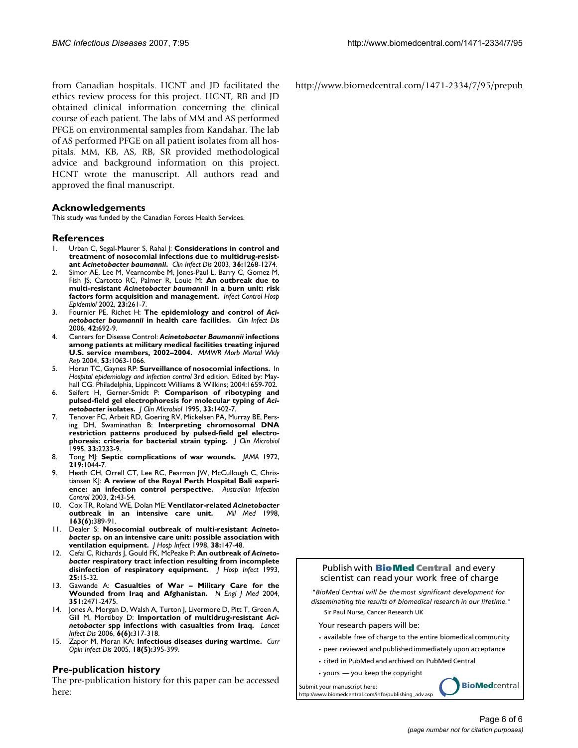from Canadian hospitals. HCNT and JD facilitated the ethics review process for this project. HCNT, RB and JD obtained clinical information concerning the clinical course of each patient. The labs of MM and AS performed PFGE on environmental samples from Kandahar. The lab of AS performed PFGE on all patient isolates from all hospitals. MM, KB, AS, RB, SR provided methodological advice and background information on this project. HCNT wrote the manuscript. All authors read and approved the final manuscript.

## Acknowledgements

This study was funded by the Canadian Forces Health Services.

## References

1. Urban C, Segal-Maurer S, Rahal J: **Considerations in control and treatment of nosocomial infections due to multidrug-resistant *Acinetobacter baumannii*.** *Clin Infect Dis* 2003, **36:**1268-1274.
2. Simor AE, Lee M, Vearncombe M, Jones-Paul L, Barry C, Gomez M, Fish JS, Cartotto RC, Palmer R, Louie M: **An outbreak due to multi-resistant *Acinetobacter baumannii* in a burn unit: risk factors form acquisition and management.** *Infect Control Hosp Epidemiol* 2002, **23:**261-7.
3. Fournier PE, Richet H: **The epidemiology and control of *Acinetobacter baumannii* in health care facilities.** *Clin Infect Dis* 2006, **42:**692-9.
4. Centers for Disease Control: ***Acinetobacter Baumannii* infections among patients at military medical facilities treating injured U.S. service members, 2002–2004.** *MMWR Morb Mortal Wkly Rep* 2004, **53:**1063-1066.
5. Horan TC, Gaynes RP: **Surveillance of nosocomial infections.** In *Hospital epidemiology and infection control* 3rd edition. Edited by: Mayhall CG. Philadelphia, Lippincott Williams & Wilkins; 2004:1659-702.
6. Seifert H, Gerner-Smidt P: **Comparison of ribotyping and pulsed-field gel electrophoresis for molecular typing of *Acinetobacter* isolates.** *J Clin Microbiol* 1995, **33:**1402-7.
7. Tenover FC, Arbeit RD, Goering RV, Mickelsen PA, Murray BE, Persing DH, Swaminathan B: **Interpreting chromosomal DNA restriction patterns produced by pulsed-field gel electrophoresis: criteria for bacterial strain typing.** *J Clin Microbiol* 1995, **33:**2233-9.
8. Tong MJ: **Septic complications of war wounds.** *JAMA* 1972, **219:**1044-7.
9. Heath CH, Orrell CT, Lee RC, Pearman JW, McCullough C, Christiansen KJ: **A review of the Royal Perth Hospital Bali experience: an infection control perspective.** *Australian Infection Control* 2003, **2:**43-54.
10. Cox TR, Roland WE, Dolan ME: **Ventilator-related *Acinetobacter* outbreak in an intensive care unit.** *Mil Med* 1998, **163(6):**389-91.
11. Dealer S: **Nosocomial outbreak of multi-resistant *Acinetobacter* sp. on an intensive care unit: possible association with ventilation equipment.** *J Hosp Infect* 1998, **38:**147-48.
12. Cefai C, Richards J, Gould FK, McPeake P: **An outbreak of *Acinetobacter* respiratory tract infection resulting from incomplete disinfection of respiratory equipment.** *J Hosp Infect* 1993, **25:**15-32.
13. Gawande A: **Casualties of War – Military Care for the Wounded from Iraq and Afghanistan.** *N Engl J Med* 2004, **351:**2471-2475.
14. Jones A, Morgan D, Walsh A, Turton J, Livermore D, Pitt T, Green A, Gill M, Mortiboy D: **Importation of multidrug-resistant *Acinetobacter* spp infections with casualties from Iraq.** *Lancet Infect Dis* 2006, **6(6):**317-318.
15. Zapor M, Moran KA: **Infectious diseases during wartime.** *Curr Opin Infect Dis* 2005, **18(5):**395-399.

## Pre-publication history

The pre-publication history for this paper can be accessed here:

http://www.biomedcentral.com/1471-2334/7/95/prepub

Publish with **BioMed Central** and every scientist can read your work free of charge

*"BioMed Central will be the most significant development for disseminating the results of biomedical research in our lifetime."*
Sir Paul Nurse, Cancer Research UK

Your research papers will be:

- available free of charge to the entire biomedical community
- peer reviewed and published immediately upon acceptance
- cited in PubMed and archived on PubMed Central
- yours — you keep the copyright

Submit your manuscript here:
http://www.biomedcentral.com/info/publishing_adv.asp

BioMedcentral